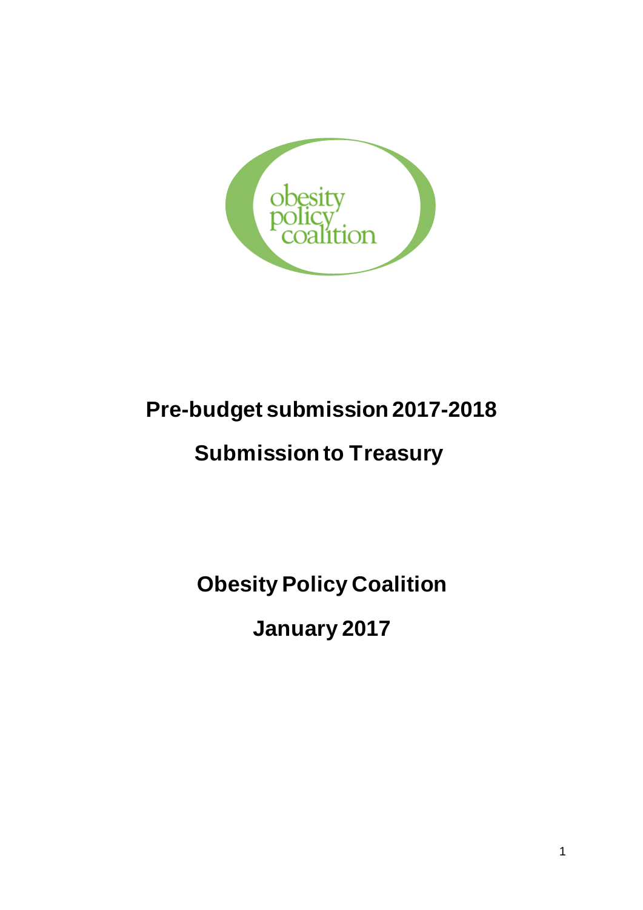obesity policy coalition

# Pre-budget submission 2017-2018

## Submission to Treasury

## Obesity Policy Coalition

## January 2017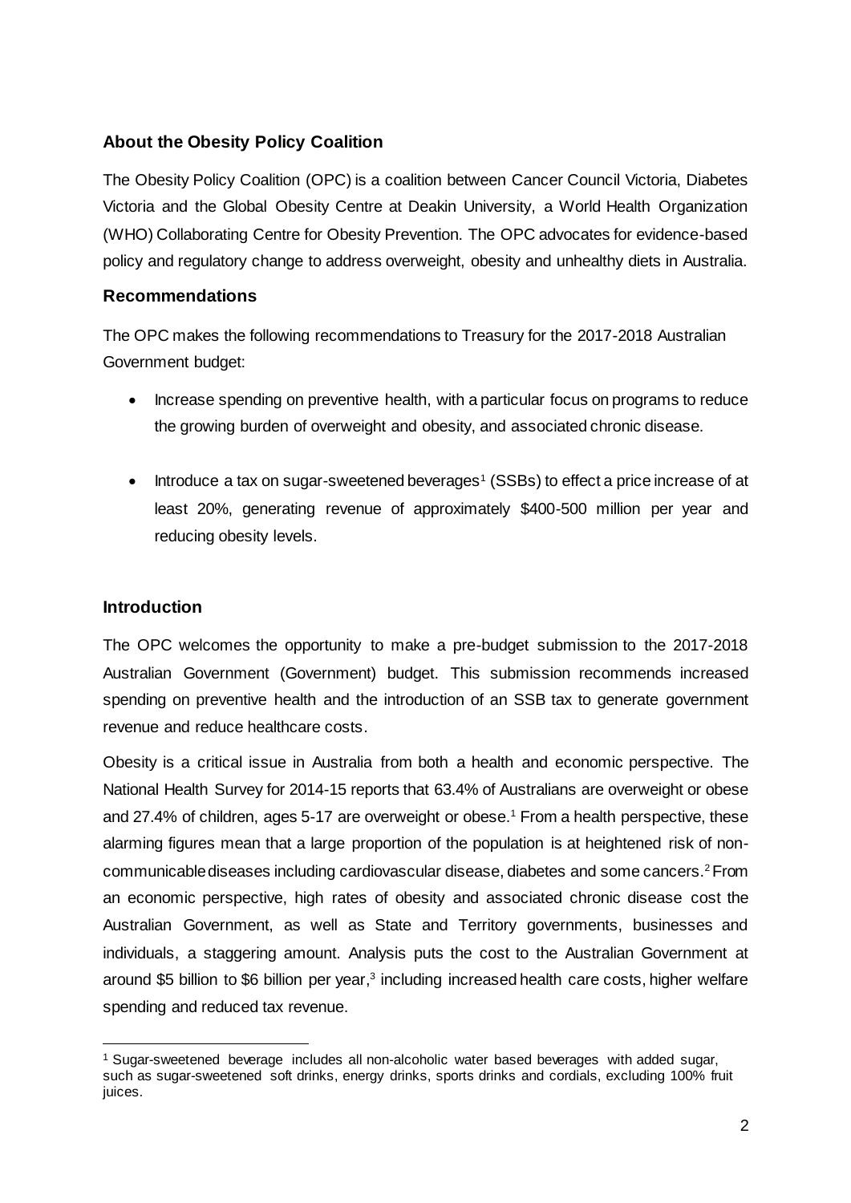## About the Obesity Policy Coalition

The Obesity Policy Coalition (OPC) is a coalition between Cancer Council Victoria, Diabetes Victoria and the Global Obesity Centre at Deakin University, a World Health Organization (WHO) Collaborating Centre for Obesity Prevention. The OPC advocates for evidence-based policy and regulatory change to address overweight, obesity and unhealthy diets in Australia.

## Recommendations

The OPC makes the following recommendations to Treasury for the 2017-2018 Australian Government budget:

- Increase spending on preventive health, with a particular focus on programs to reduce the growing burden of overweight and obesity, and associated chronic disease.
- Introduce a tax on sugar-sweetened beverages[1] (SSBs) to effect a price increase of at least 20%, generating revenue of approximately $400-500 million per year and reducing obesity levels.

## Introduction

The OPC welcomes the opportunity to make a pre-budget submission to the 2017-2018 Australian Government (Government) budget. This submission recommends increased spending on preventive health and the introduction of an SSB tax to generate government revenue and reduce healthcare costs.

Obesity is a critical issue in Australia from both a health and economic perspective. The National Health Survey for 2014-15 reports that 63.4% of Australians are overweight or obese and 27.4% of children, ages 5-17 are overweight or obese.[1] From a health perspective, these alarming figures mean that a large proportion of the population is at heightened risk of non-communicable diseases including cardiovascular disease, diabetes and some cancers.[2] From an economic perspective, high rates of obesity and associated chronic disease cost the Australian Government, as well as State and Territory governments, businesses and individuals, a staggering amount. Analysis puts the cost to the Australian Government at around $5 billion to $6 billion per year,[3] including increased health care costs, higher welfare spending and reduced tax revenue.

[1] Sugar-sweetened beverage includes all non-alcoholic water based beverages with added sugar, such as sugar-sweetened soft drinks, energy drinks, sports drinks and cordials, excluding 100% fruit juices.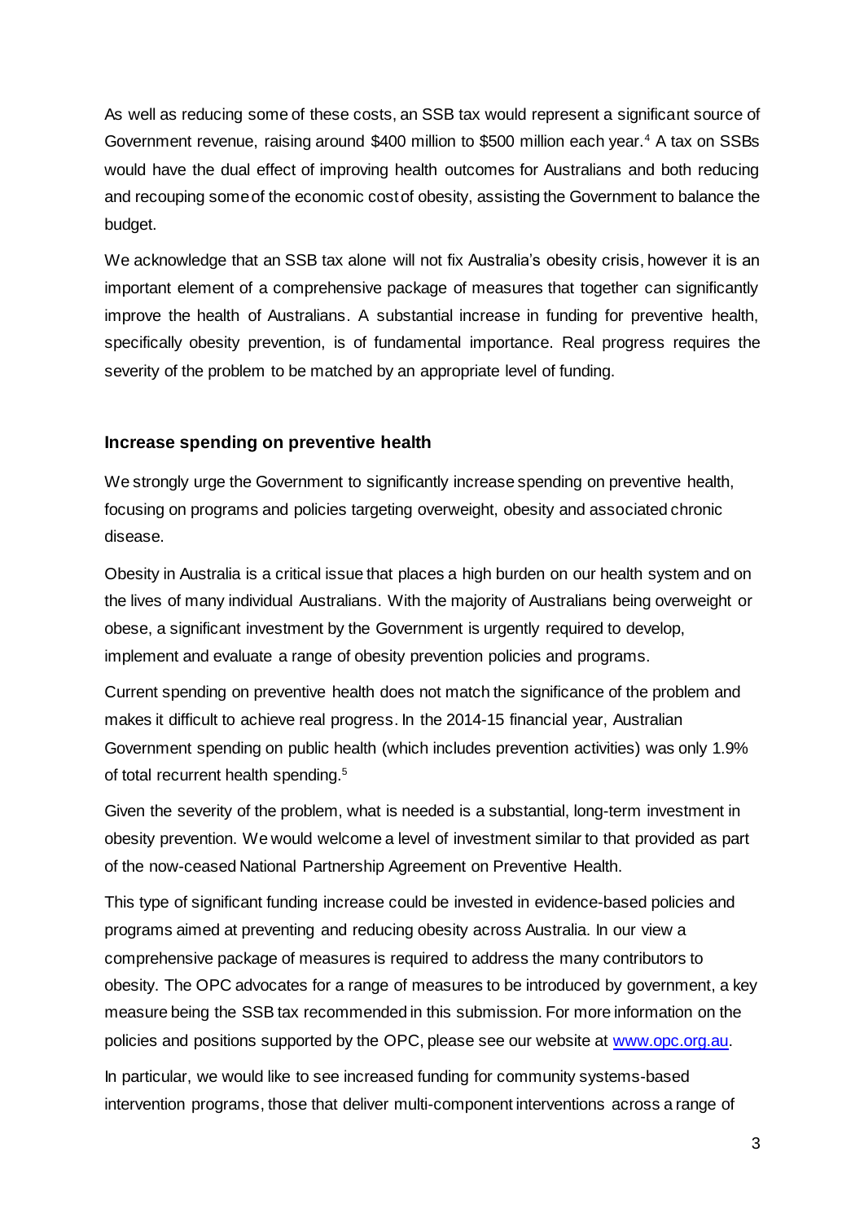As well as reducing some of these costs, an SSB tax would represent a significant source of Government revenue, raising around $400 million to $500 million each year.[4] A tax on SSBs would have the dual effect of improving health outcomes for Australians and both reducing and recouping some of the economic cost of obesity, assisting the Government to balance the budget.

We acknowledge that an SSB tax alone will not fix Australia's obesity crisis, however it is an important element of a comprehensive package of measures that together can significantly improve the health of Australians. A substantial increase in funding for preventive health, specifically obesity prevention, is of fundamental importance. Real progress requires the severity of the problem to be matched by an appropriate level of funding.

## Increase spending on preventive health

We strongly urge the Government to significantly increase spending on preventive health, focusing on programs and policies targeting overweight, obesity and associated chronic disease.

Obesity in Australia is a critical issue that places a high burden on our health system and on the lives of many individual Australians. With the majority of Australians being overweight or obese, a significant investment by the Government is urgently required to develop, implement and evaluate a range of obesity prevention policies and programs.

Current spending on preventive health does not match the significance of the problem and makes it difficult to achieve real progress. In the 2014-15 financial year, Australian Government spending on public health (which includes prevention activities) was only 1.9% of total recurrent health spending.[5]

Given the severity of the problem, what is needed is a substantial, long-term investment in obesity prevention. We would welcome a level of investment similar to that provided as part of the now-ceased National Partnership Agreement on Preventive Health.

This type of significant funding increase could be invested in evidence-based policies and programs aimed at preventing and reducing obesity across Australia. In our view a comprehensive package of measures is required to address the many contributors to obesity. The OPC advocates for a range of measures to be introduced by government, a key measure being the SSB tax recommended in this submission. For more information on the policies and positions supported by the OPC, please see our website at [www.opc.org.au](www.opc.org.au).

In particular, we would like to see increased funding for community systems-based intervention programs, those that deliver multi-component interventions across a range of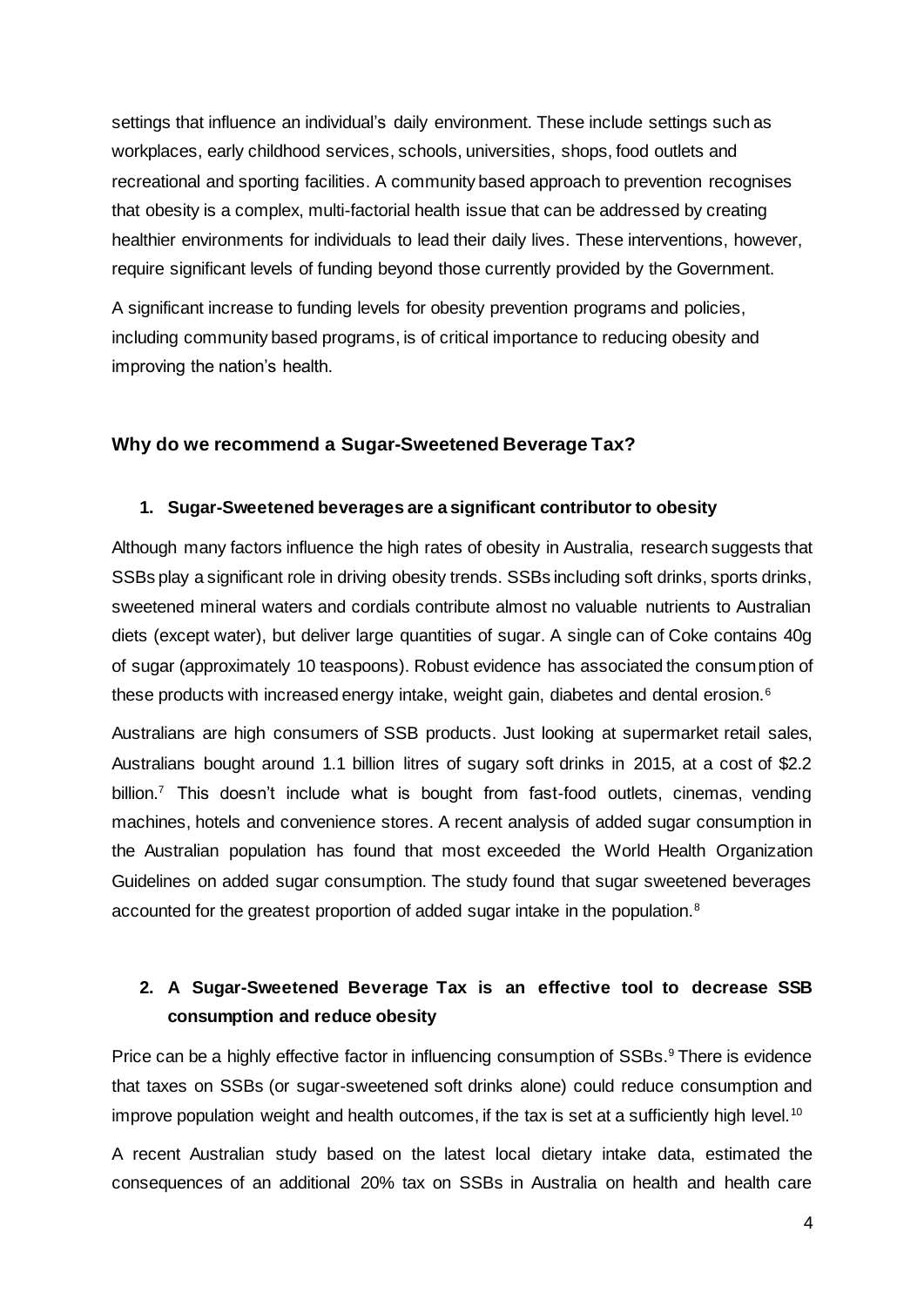settings that influence an individual's daily environment. These include settings such as workplaces, early childhood services, schools, universities, shops, food outlets and recreational and sporting facilities. A community based approach to prevention recognises that obesity is a complex, multi-factorial health issue that can be addressed by creating healthier environments for individuals to lead their daily lives. These interventions, however, require significant levels of funding beyond those currently provided by the Government.

A significant increase to funding levels for obesity prevention programs and policies, including community based programs, is of critical importance to reducing obesity and improving the nation's health.

## Why do we recommend a Sugar-Sweetened Beverage Tax?

### 1. Sugar-Sweetened beverages are a significant contributor to obesity

Although many factors influence the high rates of obesity in Australia, research suggests that SSBs play a significant role in driving obesity trends. SSBs including soft drinks, sports drinks, sweetened mineral waters and cordials contribute almost no valuable nutrients to Australian diets (except water), but deliver large quantities of sugar. A single can of Coke contains 40g of sugar (approximately 10 teaspoons). Robust evidence has associated the consumption of these products with increased energy intake, weight gain, diabetes and dental erosion.[6]

Australians are high consumers of SSB products. Just looking at supermarket retail sales, Australians bought around 1.1 billion litres of sugary soft drinks in 2015, at a cost of $2.2 billion.[7] This doesn't include what is bought from fast-food outlets, cinemas, vending machines, hotels and convenience stores. A recent analysis of added sugar consumption in the Australian population has found that most exceeded the World Health Organization Guidelines on added sugar consumption. The study found that sugar sweetened beverages accounted for the greatest proportion of added sugar intake in the population.[8]

### 2. A Sugar-Sweetened Beverage Tax is an effective tool to decrease SSB consumption and reduce obesity

Price can be a highly effective factor in influencing consumption of SSBs.[9] There is evidence that taxes on SSBs (or sugar-sweetened soft drinks alone) could reduce consumption and improve population weight and health outcomes, if the tax is set at a sufficiently high level.[10]

A recent Australian study based on the latest local dietary intake data, estimated the consequences of an additional 20% tax on SSBs in Australia on health and health care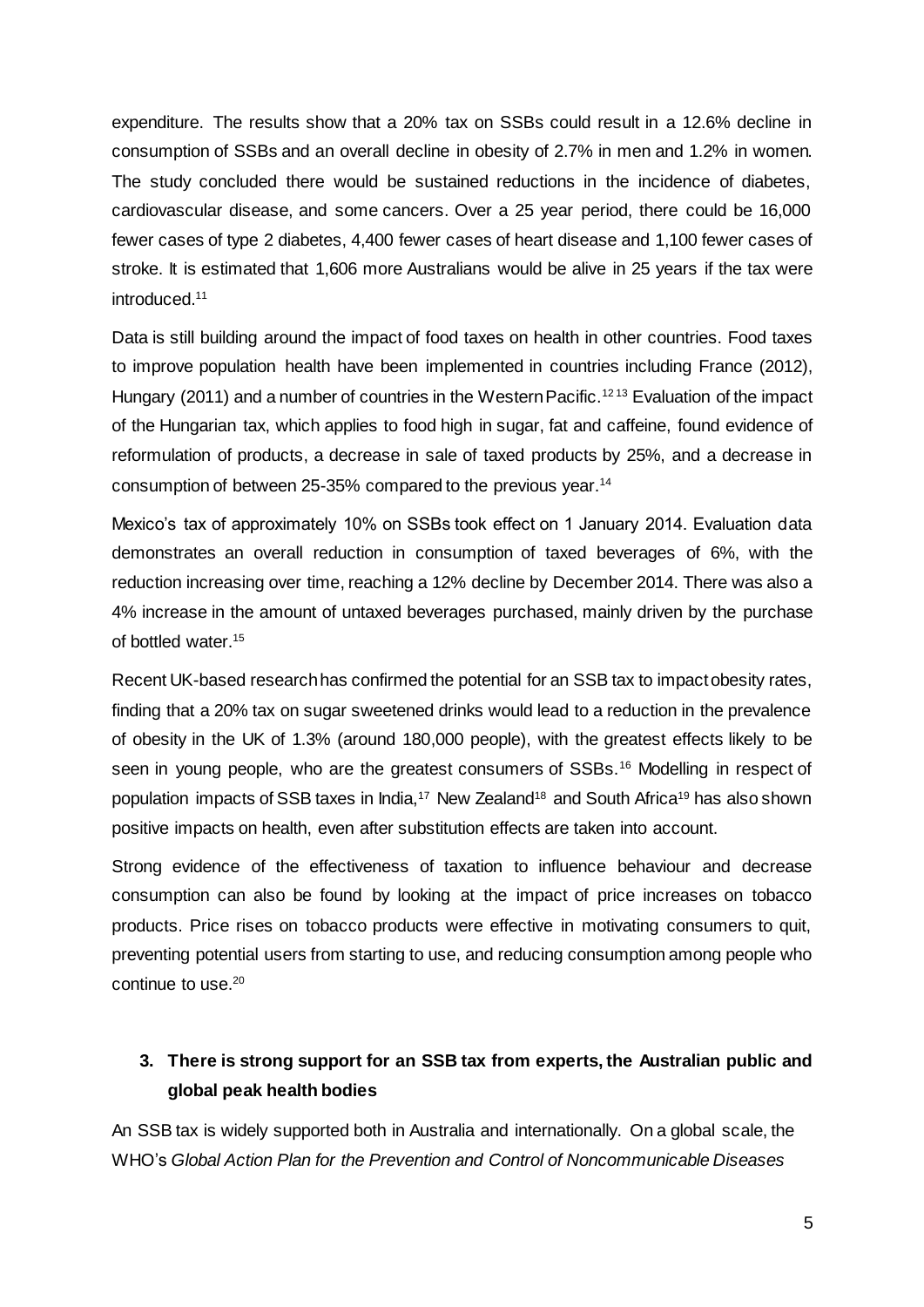expenditure. The results show that a 20% tax on SSBs could result in a 12.6% decline in consumption of SSBs and an overall decline in obesity of 2.7% in men and 1.2% in women. The study concluded there would be sustained reductions in the incidence of diabetes, cardiovascular disease, and some cancers. Over a 25 year period, there could be 16,000 fewer cases of type 2 diabetes, 4,400 fewer cases of heart disease and 1,100 fewer cases of stroke. It is estimated that 1,606 more Australians would be alive in 25 years if the tax were introduced.[11]

Data is still building around the impact of food taxes on health in other countries. Food taxes to improve population health have been implemented in countries including France (2012), Hungary (2011) and a number of countries in the Western Pacific.[12 13] Evaluation of the impact of the Hungarian tax, which applies to food high in sugar, fat and caffeine, found evidence of reformulation of products, a decrease in sale of taxed products by 25%, and a decrease in consumption of between 25-35% compared to the previous year.[14]

Mexico's tax of approximately 10% on SSBs took effect on 1 January 2014. Evaluation data demonstrates an overall reduction in consumption of taxed beverages of 6%, with the reduction increasing over time, reaching a 12% decline by December 2014. There was also a 4% increase in the amount of untaxed beverages purchased, mainly driven by the purchase of bottled water.[15]

Recent UK-based research has confirmed the potential for an SSB tax to impact obesity rates, finding that a 20% tax on sugar sweetened drinks would lead to a reduction in the prevalence of obesity in the UK of 1.3% (around 180,000 people), with the greatest effects likely to be seen in young people, who are the greatest consumers of SSBs.[16] Modelling in respect of population impacts of SSB taxes in India,[17] New Zealand[18] and South Africa[19] has also shown positive impacts on health, even after substitution effects are taken into account.

Strong evidence of the effectiveness of taxation to influence behaviour and decrease consumption can also be found by looking at the impact of price increases on tobacco products. Price rises on tobacco products were effective in motivating consumers to quit, preventing potential users from starting to use, and reducing consumption among people who continue to use.[20]

## 3. There is strong support for an SSB tax from experts, the Australian public and global peak health bodies

An SSB tax is widely supported both in Australia and internationally. On a global scale, the WHO's *Global Action Plan for the Prevention and Control of Noncommunicable Diseases*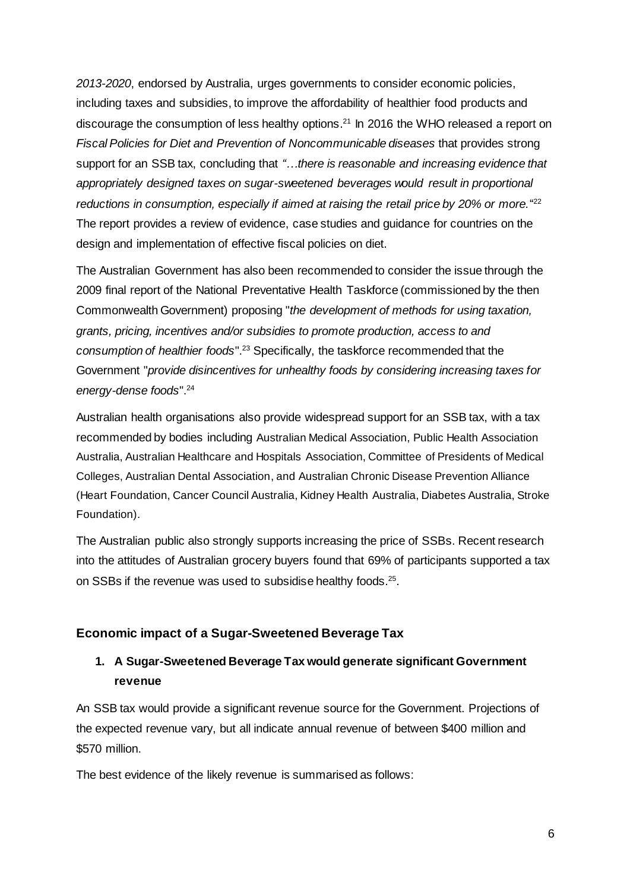*2013-2020*, endorsed by Australia, urges governments to consider economic policies, including taxes and subsidies, to improve the affordability of healthier food products and discourage the consumption of less healthy options.[21] In 2016 the WHO released a report on *Fiscal Policies for Diet and Prevention of Noncommunicable diseases* that provides strong support for an SSB tax, concluding that *"…there is reasonable and increasing evidence that appropriately designed taxes on sugar-sweetened beverages would result in proportional reductions in consumption, especially if aimed at raising the retail price by 20% or more.*"[22] The report provides a review of evidence, case studies and guidance for countries on the design and implementation of effective fiscal policies on diet.

The Australian Government has also been recommended to consider the issue through the 2009 final report of the National Preventative Health Taskforce (commissioned by the then Commonwealth Government) proposing "*the development of methods for using taxation, grants, pricing, incentives and/or subsidies to promote production, access to and consumption of healthier foods*".[23] Specifically, the taskforce recommended that the Government "*provide disincentives for unhealthy foods by considering increasing taxes for energy-dense foods*".[24]

Australian health organisations also provide widespread support for an SSB tax, with a tax recommended by bodies including Australian Medical Association, Public Health Association Australia, Australian Healthcare and Hospitals Association, Committee of Presidents of Medical Colleges, Australian Dental Association, and Australian Chronic Disease Prevention Alliance (Heart Foundation, Cancer Council Australia, Kidney Health Australia, Diabetes Australia, Stroke Foundation).

The Australian public also strongly supports increasing the price of SSBs. Recent research into the attitudes of Australian grocery buyers found that 69% of participants supported a tax on SSBs if the revenue was used to subsidise healthy foods.[25].

## Economic impact of a Sugar-Sweetened Beverage Tax

### 1. A Sugar-Sweetened Beverage Tax would generate significant Government revenue

An SSB tax would provide a significant revenue source for the Government. Projections of the expected revenue vary, but all indicate annual revenue of between $400 million and $570 million.

The best evidence of the likely revenue is summarised as follows: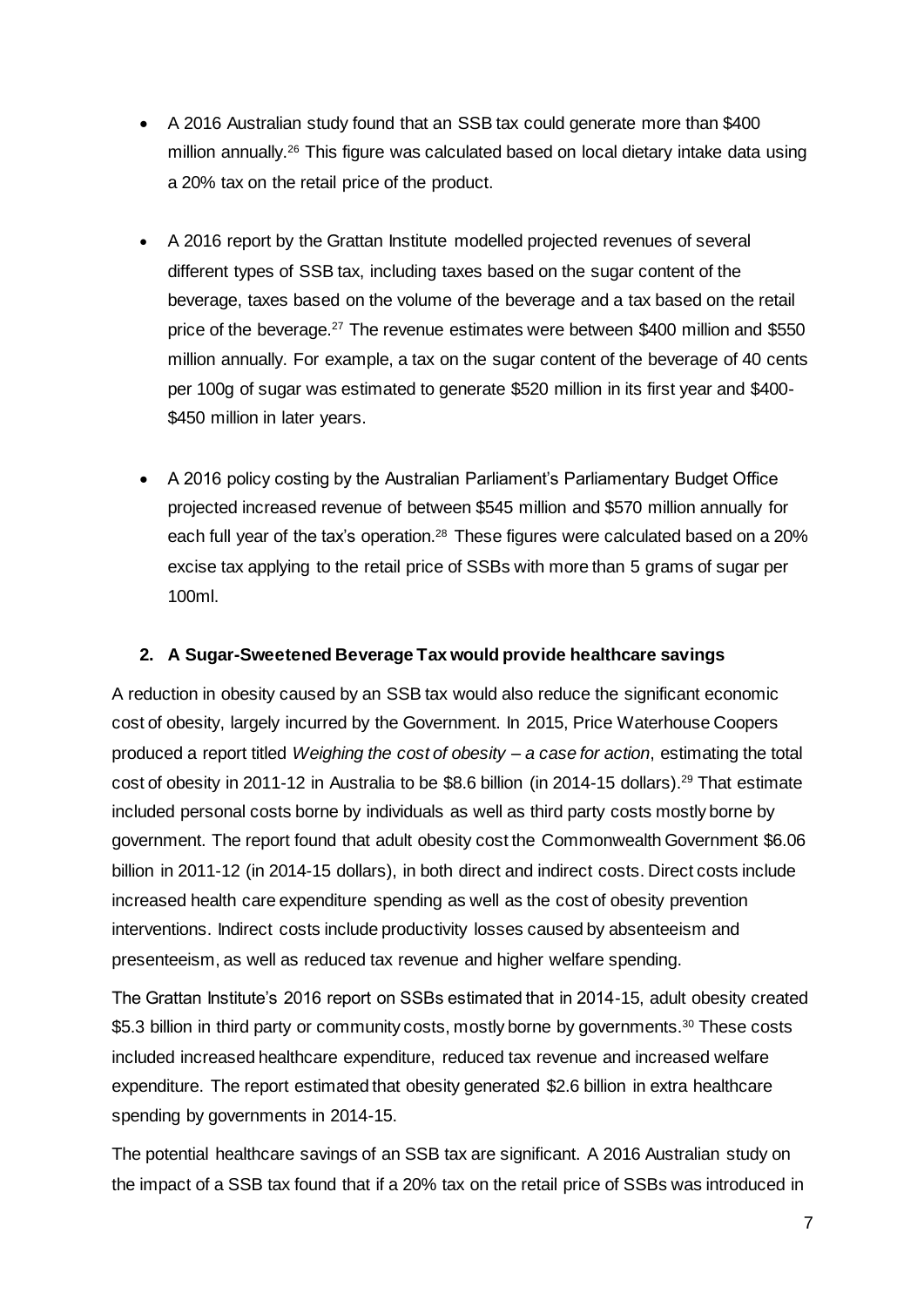- A 2016 Australian study found that an SSB tax could generate more than $400 million annually.[26] This figure was calculated based on local dietary intake data using a 20% tax on the retail price of the product.

- A 2016 report by the Grattan Institute modelled projected revenues of several different types of SSB tax, including taxes based on the sugar content of the beverage, taxes based on the volume of the beverage and a tax based on the retail price of the beverage.[27] The revenue estimates were between $400 million and $550 million annually. For example, a tax on the sugar content of the beverage of 40 cents per 100g of sugar was estimated to generate $520 million in its first year and $400-$450 million in later years.

- A 2016 policy costing by the Australian Parliament's Parliamentary Budget Office projected increased revenue of between $545 million and $570 million annually for each full year of the tax's operation.[28] These figures were calculated based on a 20% excise tax applying to the retail price of SSBs with more than 5 grams of sugar per 100ml.

## 2. A Sugar-Sweetened Beverage Tax would provide healthcare savings

A reduction in obesity caused by an SSB tax would also reduce the significant economic cost of obesity, largely incurred by the Government. In 2015, Price Waterhouse Coopers produced a report titled *Weighing the cost of obesity – a case for action*, estimating the total cost of obesity in 2011-12 in Australia to be $8.6 billion (in 2014-15 dollars).[29] That estimate included personal costs borne by individuals as well as third party costs mostly borne by government. The report found that adult obesity cost the Commonwealth Government $6.06 billion in 2011-12 (in 2014-15 dollars), in both direct and indirect costs. Direct costs include increased health care expenditure spending as well as the cost of obesity prevention interventions. Indirect costs include productivity losses caused by absenteeism and presenteeism, as well as reduced tax revenue and higher welfare spending.

The Grattan Institute's 2016 report on SSBs estimated that in 2014-15, adult obesity created $5.3 billion in third party or community costs, mostly borne by governments.[30] These costs included increased healthcare expenditure, reduced tax revenue and increased welfare expenditure. The report estimated that obesity generated $2.6 billion in extra healthcare spending by governments in 2014-15.

The potential healthcare savings of an SSB tax are significant. A 2016 Australian study on the impact of a SSB tax found that if a 20% tax on the retail price of SSBs was introduced in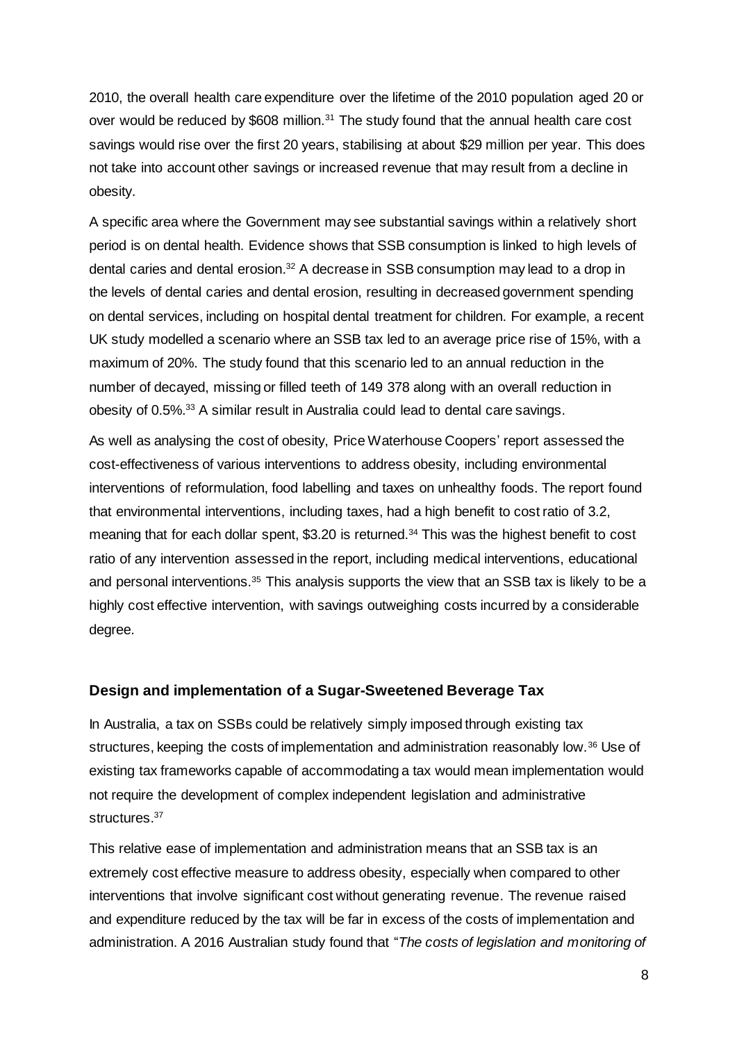2010, the overall health care expenditure over the lifetime of the 2010 population aged 20 or over would be reduced by $608 million.[31] The study found that the annual health care cost savings would rise over the first 20 years, stabilising at about $29 million per year. This does not take into account other savings or increased revenue that may result from a decline in obesity.

A specific area where the Government may see substantial savings within a relatively short period is on dental health. Evidence shows that SSB consumption is linked to high levels of dental caries and dental erosion.[32] A decrease in SSB consumption may lead to a drop in the levels of dental caries and dental erosion, resulting in decreased government spending on dental services, including on hospital dental treatment for children. For example, a recent UK study modelled a scenario where an SSB tax led to an average price rise of 15%, with a maximum of 20%. The study found that this scenario led to an annual reduction in the number of decayed, missing or filled teeth of 149 378 along with an overall reduction in obesity of 0.5%.[33] A similar result in Australia could lead to dental care savings.

As well as analysing the cost of obesity, Price Waterhouse Coopers' report assessed the cost-effectiveness of various interventions to address obesity, including environmental interventions of reformulation, food labelling and taxes on unhealthy foods. The report found that environmental interventions, including taxes, had a high benefit to cost ratio of 3.2, meaning that for each dollar spent, $3.20 is returned.[34] This was the highest benefit to cost ratio of any intervention assessed in the report, including medical interventions, educational and personal interventions.[35] This analysis supports the view that an SSB tax is likely to be a highly cost effective intervention, with savings outweighing costs incurred by a considerable degree.

## Design and implementation of a Sugar-Sweetened Beverage Tax

In Australia, a tax on SSBs could be relatively simply imposed through existing tax structures, keeping the costs of implementation and administration reasonably low.[36] Use of existing tax frameworks capable of accommodating a tax would mean implementation would not require the development of complex independent legislation and administrative structures.[37]

This relative ease of implementation and administration means that an SSB tax is an extremely cost effective measure to address obesity, especially when compared to other interventions that involve significant cost without generating revenue. The revenue raised and expenditure reduced by the tax will be far in excess of the costs of implementation and administration. A 2016 Australian study found that "*The costs of legislation and monitoring of*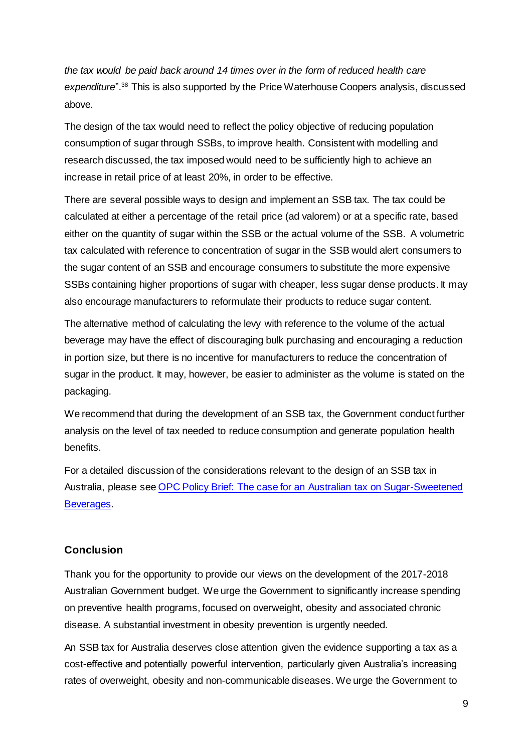*the tax would be paid back around 14 times over in the form of reduced health care expenditure*".[38] This is also supported by the Price Waterhouse Coopers analysis, discussed above.

The design of the tax would need to reflect the policy objective of reducing population consumption of sugar through SSBs, to improve health. Consistent with modelling and research discussed, the tax imposed would need to be sufficiently high to achieve an increase in retail price of at least 20%, in order to be effective.

There are several possible ways to design and implement an SSB tax. The tax could be calculated at either a percentage of the retail price (ad valorem) or at a specific rate, based either on the quantity of sugar within the SSB or the actual volume of the SSB. A volumetric tax calculated with reference to concentration of sugar in the SSB would alert consumers to the sugar content of an SSB and encourage consumers to substitute the more expensive SSBs containing higher proportions of sugar with cheaper, less sugar dense products. It may also encourage manufacturers to reformulate their products to reduce sugar content.

The alternative method of calculating the levy with reference to the volume of the actual beverage may have the effect of discouraging bulk purchasing and encouraging a reduction in portion size, but there is no incentive for manufacturers to reduce the concentration of sugar in the product. It may, however, be easier to administer as the volume is stated on the packaging.

We recommend that during the development of an SSB tax, the Government conduct further analysis on the level of tax needed to reduce consumption and generate population health benefits.

For a detailed discussion of the considerations relevant to the design of an SSB tax in Australia, please see [OPC Policy Brief: The case for an Australian tax on Sugar-Sweetened Beverages](#).

### Conclusion

Thank you for the opportunity to provide our views on the development of the 2017-2018 Australian Government budget. We urge the Government to significantly increase spending on preventive health programs, focused on overweight, obesity and associated chronic disease. A substantial investment in obesity prevention is urgently needed.

An SSB tax for Australia deserves close attention given the evidence supporting a tax as a cost-effective and potentially powerful intervention, particularly given Australia's increasing rates of overweight, obesity and non-communicable diseases. We urge the Government to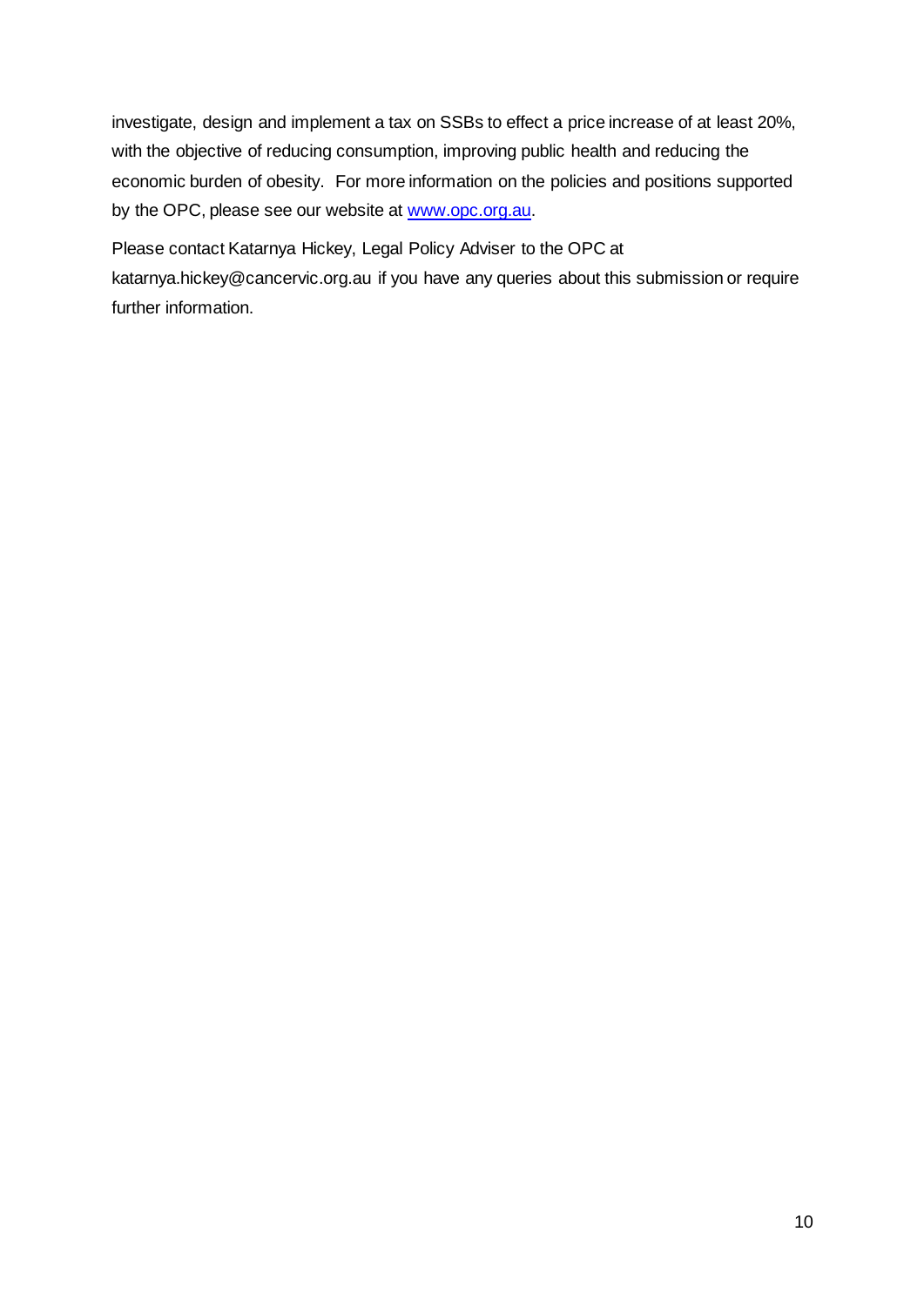investigate, design and implement a tax on SSBs to effect a price increase of at least 20%, with the objective of reducing consumption, improving public health and reducing the economic burden of obesity. For more information on the policies and positions supported by the OPC, please see our website at [www.opc.org.au](http://www.opc.org.au).

Please contact Katarnya Hickey, Legal Policy Adviser to the OPC at katarnya.hickey@cancervic.org.au if you have any queries about this submission or require further information.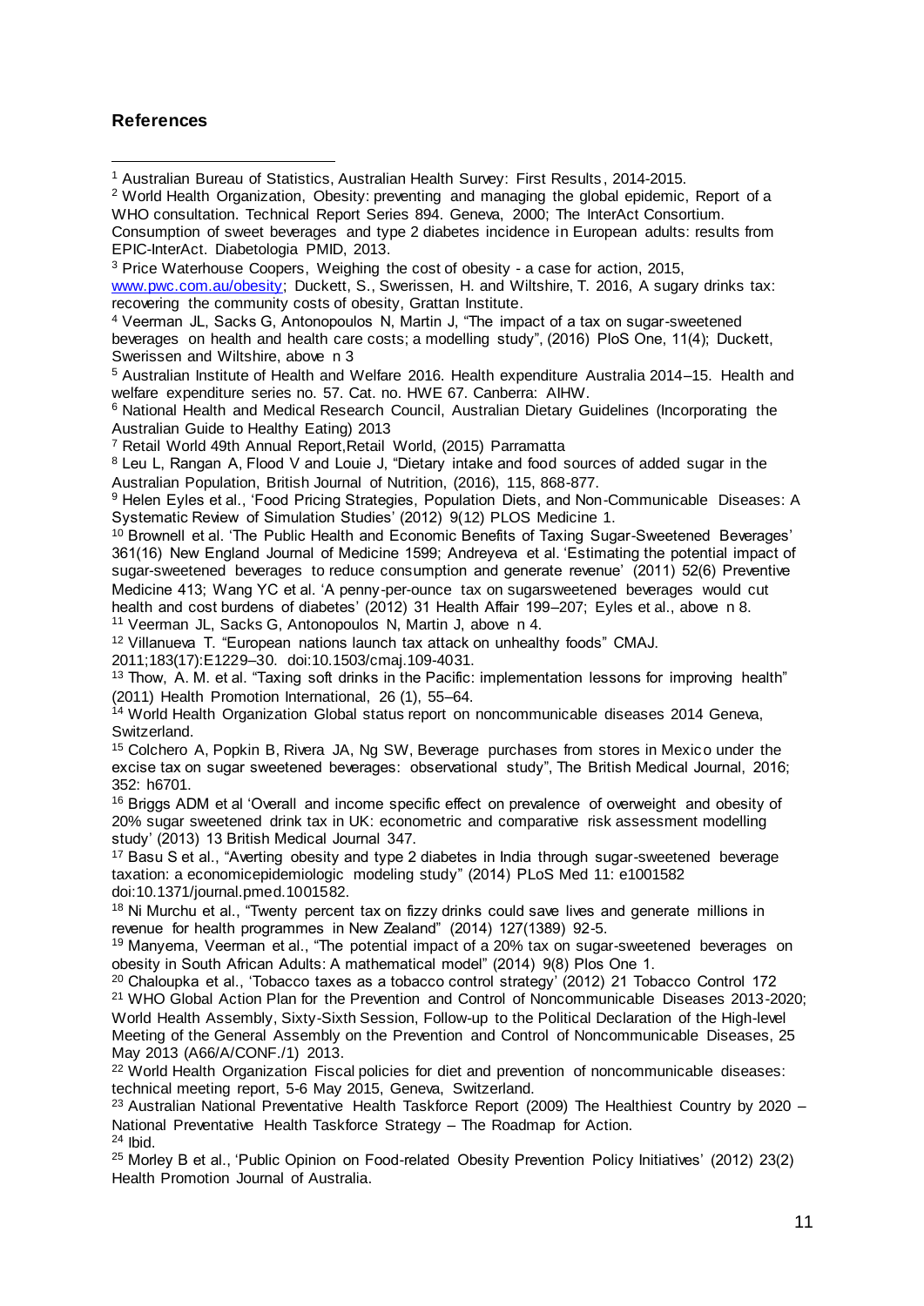## References

[1] Australian Bureau of Statistics, Australian Health Survey: First Results, 2014-2015.

[2] World Health Organization, Obesity: preventing and managing the global epidemic, Report of a WHO consultation. Technical Report Series 894. Geneva, 2000; The InterAct Consortium. Consumption of sweet beverages and type 2 diabetes incidence in European adults: results from EPIC-InterAct. Diabetologia PMID, 2013.

[3] Price Waterhouse Coopers, Weighing the cost of obesity - a case for action, 2015, www.pwc.com.au/obesity; Duckett, S., Swerissen, H. and Wiltshire, T. 2016, A sugary drinks tax: recovering the community costs of obesity, Grattan Institute.

[4] Veerman JL, Sacks G, Antonopoulos N, Martin J, "The impact of a tax on sugar-sweetened beverages on health and health care costs; a modelling study", (2016) PloS One, 11(4); Duckett, Swerissen and Wiltshire, above n 3

[5] Australian Institute of Health and Welfare 2016. Health expenditure Australia 2014–15. Health and welfare expenditure series no. 57. Cat. no. HWE 67. Canberra: AIHW.

[6] National Health and Medical Research Council, Australian Dietary Guidelines (Incorporating the Australian Guide to Healthy Eating) 2013

[7] Retail World 49th Annual Report,Retail World, (2015) Parramatta

[8] Leu L, Rangan A, Flood V and Louie J, "Dietary intake and food sources of added sugar in the Australian Population, British Journal of Nutrition, (2016), 115, 868-877.

[9] Helen Eyles et al., 'Food Pricing Strategies, Population Diets, and Non-Communicable Diseases: A Systematic Review of Simulation Studies' (2012) 9(12) PLOS Medicine 1.

[10] Brownell et al. 'The Public Health and Economic Benefits of Taxing Sugar-Sweetened Beverages' 361(16) New England Journal of Medicine 1599; Andreyeva et al. 'Estimating the potential impact of sugar-sweetened beverages to reduce consumption and generate revenue' (2011) 52(6) Preventive Medicine 413; Wang YC et al. 'A penny-per-ounce tax on sugarsweetened beverages would cut health and cost burdens of diabetes' (2012) 31 Health Affair 199–207; Eyles et al., above n 8.

[11] Veerman JL, Sacks G, Antonopoulos N, Martin J, above n 4.

[12] Villanueva T. "European nations launch tax attack on unhealthy foods" CMAJ. 2011;183(17):E1229–30. doi:10.1503/cmaj.109-4031.

[13] Thow, A. M. et al. "Taxing soft drinks in the Pacific: implementation lessons for improving health" (2011) Health Promotion International, 26 (1), 55–64.

[14] World Health Organization Global status report on noncommunicable diseases 2014 Geneva, Switzerland.

[15] Colchero A, Popkin B, Rivera JA, Ng SW, Beverage purchases from stores in Mexico under the excise tax on sugar sweetened beverages: observational study", The British Medical Journal, 2016; 352: h6701.

[16] Briggs ADM et al 'Overall and income specific effect on prevalence of overweight and obesity of 20% sugar sweetened drink tax in UK: econometric and comparative risk assessment modelling study' (2013) 13 British Medical Journal 347.

[17] Basu S et al., "Averting obesity and type 2 diabetes in India through sugar-sweetened beverage taxation: a economicepidemiologic modeling study" (2014) PLoS Med 11: e1001582 doi:10.1371/journal.pmed.1001582.

[18] Ni Murchu et al., "Twenty percent tax on fizzy drinks could save lives and generate millions in revenue for health programmes in New Zealand" (2014) 127(1389) 92-5.

[19] Manyema, Veerman et al., "The potential impact of a 20% tax on sugar-sweetened beverages on obesity in South African Adults: A mathematical model" (2014) 9(8) Plos One 1.

[20] Chaloupka et al., 'Tobacco taxes as a tobacco control strategy' (2012) 21 Tobacco Control 172

[21] WHO Global Action Plan for the Prevention and Control of Noncommunicable Diseases 2013-2020; World Health Assembly, Sixty-Sixth Session, Follow-up to the Political Declaration of the High-level Meeting of the General Assembly on the Prevention and Control of Noncommunicable Diseases, 25 May 2013 (A66/A/CONF./1) 2013.

[22] World Health Organization Fiscal policies for diet and prevention of noncommunicable diseases: technical meeting report, 5-6 May 2015, Geneva, Switzerland.

[23] Australian National Preventative Health Taskforce Report (2009) The Healthiest Country by 2020 – National Preventative Health Taskforce Strategy – The Roadmap for Action.

[24] Ibid.

[25] Morley B et al., 'Public Opinion on Food-related Obesity Prevention Policy Initiatives' (2012) 23(2) Health Promotion Journal of Australia.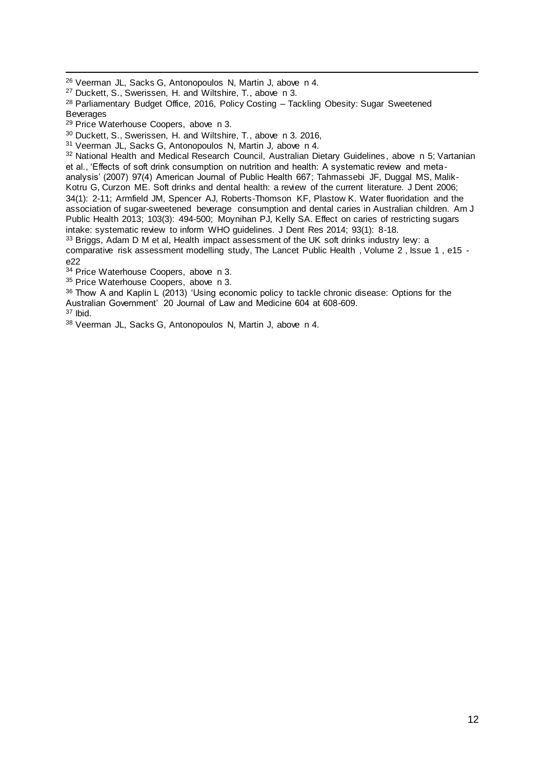[26] Veerman JL, Sacks G, Antonopoulos N, Martin J, above n 4.

[27] Duckett, S., Swerissen, H. and Wiltshire, T., above n 3.

[28] Parliamentary Budget Office, 2016, Policy Costing – Tackling Obesity: Sugar Sweetened Beverages

[29] Price Waterhouse Coopers, above n 3.

[30] Duckett, S., Swerissen, H. and Wiltshire, T., above n 3. 2016,

[31] Veerman JL, Sacks G, Antonopoulos N, Martin J, above n 4.

[32] National Health and Medical Research Council, Australian Dietary Guidelines, above n 5; Vartanian et al., 'Effects of soft drink consumption on nutrition and health: A systematic review and meta-analysis' (2007) 97(4) American Journal of Public Health 667; Tahmassebi JF, Duggal MS, Malik-Kotru G, Curzon ME. Soft drinks and dental health: a review of the current literature. J Dent 2006; 34(1): 2-11; Armfield JM, Spencer AJ, Roberts-Thomson KF, Plastow K. Water fluoridation and the association of sugar-sweetened beverage consumption and dental caries in Australian children. Am J Public Health 2013; 103(3): 494-500; Moynihan PJ, Kelly SA. Effect on caries of restricting sugars intake: systematic review to inform WHO guidelines. J Dent Res 2014; 93(1): 8-18.

[33] Briggs, Adam D M et al, Health impact assessment of the UK soft drinks industry levy: a comparative risk assessment modelling study, The Lancet Public Health , Volume 2 , Issue 1 , e15 - e22

[34] Price Waterhouse Coopers, above n 3.

[35] Price Waterhouse Coopers, above n 3.

[36] Thow A and Kaplin L (2013) 'Using economic policy to tackle chronic disease: Options for the Australian Government' 20 Journal of Law and Medicine 604 at 608-609.

[37] Ibid.

[38] Veerman JL, Sacks G, Antonopoulos N, Martin J, above n 4.